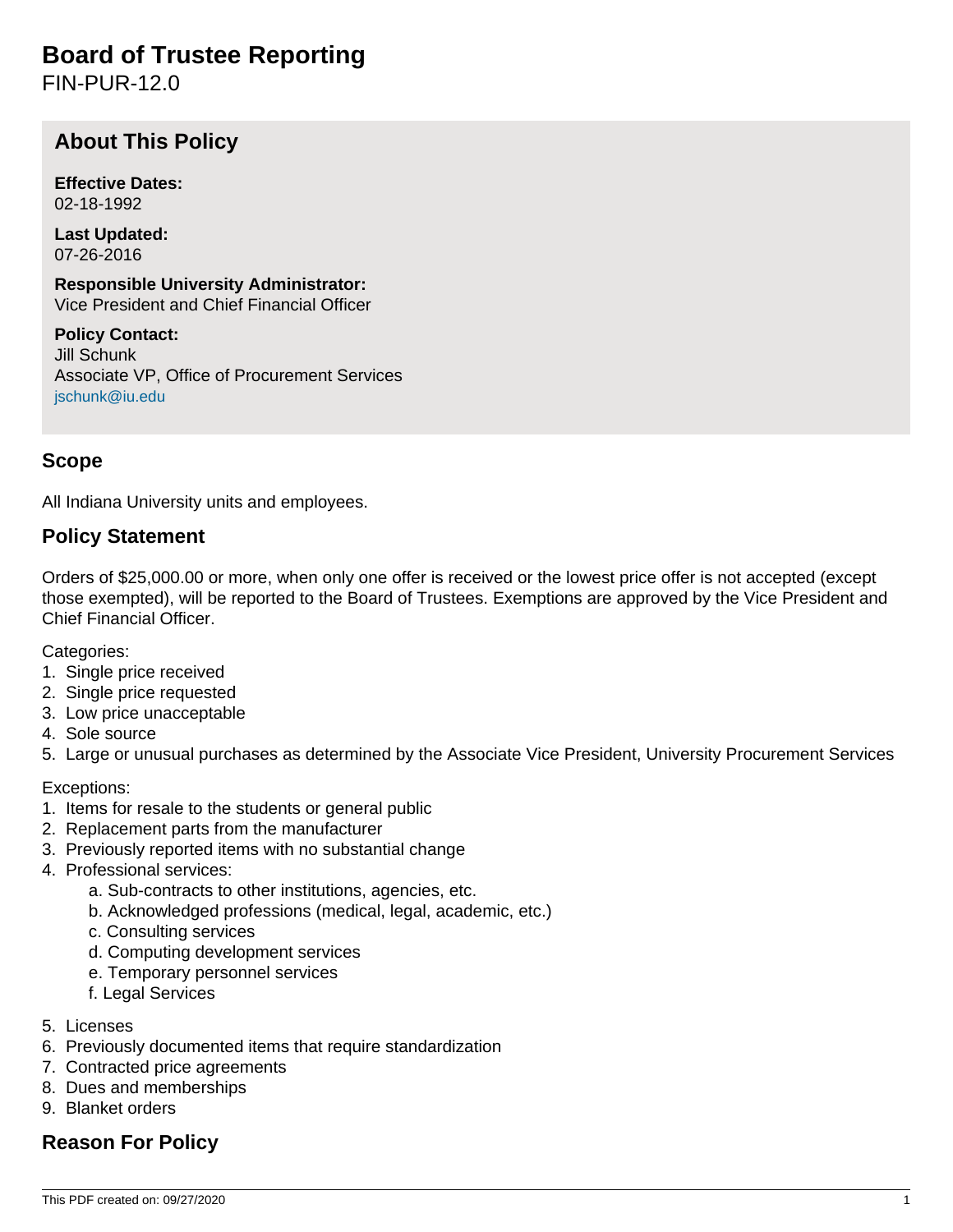# Board of Trustee Reporting

FIN-PUR-12.0

## About This Policy

**Effective Dates:**
02-18-1992

**Last Updated:**
07-26-2016

**Responsible University Administrator:**
Vice President and Chief Financial Officer

**Policy Contact:**
Jill Schunk
Associate VP, Office of Procurement Services
jschunk@iu.edu

## Scope

All Indiana University units and employees.

## Policy Statement

Orders of $25,000.00 or more, when only one offer is received or the lowest price offer is not accepted (except those exempted), will be reported to the Board of Trustees. Exemptions are approved by the Vice President and Chief Financial Officer.

Categories:

1. Single price received
2. Single price requested
3. Low price unacceptable
4. Sole source
5. Large or unusual purchases as determined by the Associate Vice President, University Procurement Services

Exceptions:

1. Items for resale to the students or general public
2. Replacement parts from the manufacturer
3. Previously reported items with no substantial change
4. Professional services:
   a. Sub-contracts to other institutions, agencies, etc.
   b. Acknowledged professions (medical, legal, academic, etc.)
   c. Consulting services
   d. Computing development services
   e. Temporary personnel services
   f. Legal Services
5. Licenses
6. Previously documented items that require standardization
7. Contracted price agreements
8. Dues and memberships
9. Blanket orders

## Reason For Policy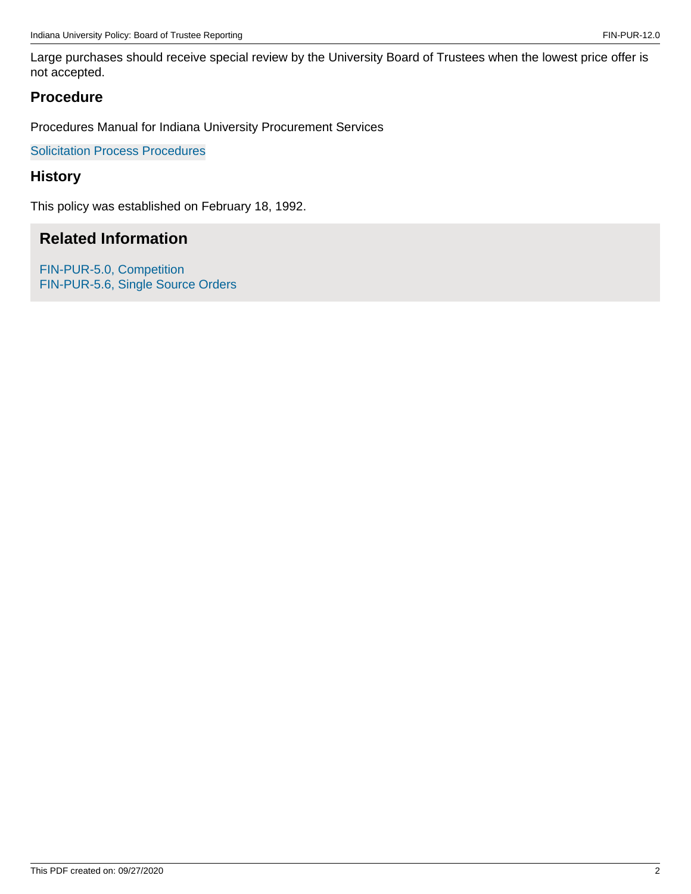Large purchases should receive special review by the University Board of Trustees when the lowest price offer is not accepted.

## Procedure

Procedures Manual for Indiana University Procurement Services

Solicitation Process Procedures

## History

This policy was established on February 18, 1992.

## Related Information

FIN-PUR-5.0, Competition
FIN-PUR-5.6, Single Source Orders